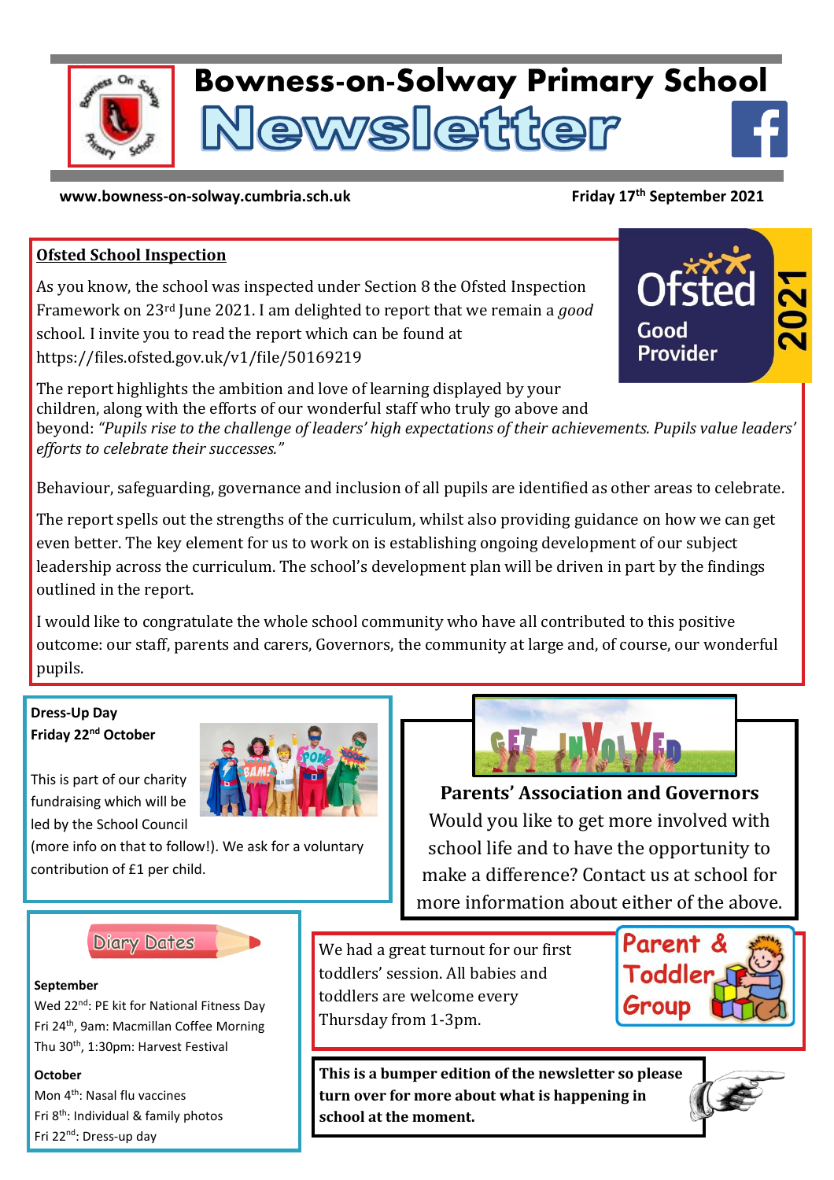# Bowness-on-Solway Primary School Newsletter

**www.bowness-on-solway.cumbria.sch.uk** **Friday 17th September 2021**

## Ofsted School Inspection

As you know, the school was inspected under Section 8 the Ofsted Inspection Framework on 23rd June 2021. I am delighted to report that we remain a *good* school. I invite you to read the report which can be found at https://files.ofsted.gov.uk/v1/file/50169219

The report highlights the ambition and love of learning displayed by your children, along with the efforts of our wonderful staff who truly go above and beyond: *"Pupils rise to the challenge of leaders' high expectations of their achievements. Pupils value leaders' efforts to celebrate their successes."*

Behaviour, safeguarding, governance and inclusion of all pupils are identified as other areas to celebrate.

The report spells out the strengths of the curriculum, whilst also providing guidance on how we can get even better. The key element for us to work on is establishing ongoing development of our subject leadership across the curriculum. The school's development plan will be driven in part by the findings outlined in the report.

I would like to congratulate the whole school community who have all contributed to this positive outcome: our staff, parents and carers, Governors, the community at large and, of course, our wonderful pupils.

**Dress-Up Day**
**Friday 22nd October**

This is part of our charity fundraising which will be led by the School Council (more info on that to follow!). We ask for a voluntary contribution of £1 per child.

## Parents' Association and Governors

Would you like to get more involved with school life and to have the opportunity to make a difference? Contact us at school for more information about either of the above.

## Diary Dates

**September**
- Wed 22nd: PE kit for National Fitness Day
- Fri 24th, 9am: Macmillan Coffee Morning
- Thu 30th, 1:30pm: Harvest Festival

**October**
- Mon 4th: Nasal flu vaccines
- Fri 8th: Individual & family photos
- Fri 22nd: Dress-up day

## Parent & Toddler Group

We had a great turnout for our first toddlers' session. All babies and toddlers are welcome every Thursday from 1-3pm.

**This is a bumper edition of the newsletter so please turn over for more about what is happening in school at the moment.**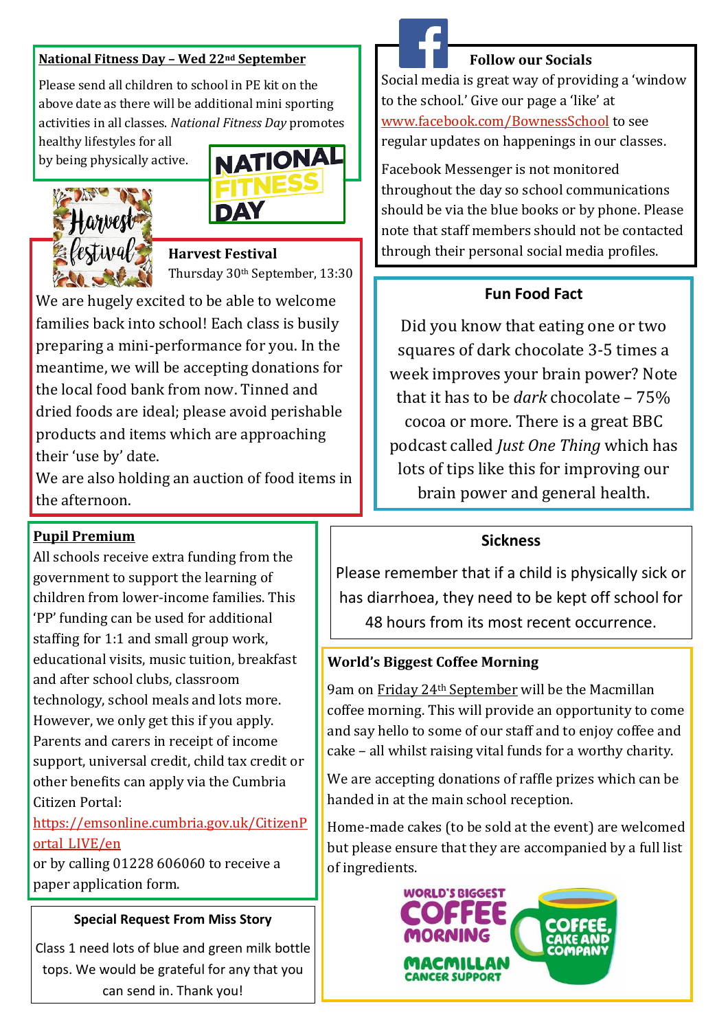## National Fitness Day – Wed 22nd September

Please send all children to school in PE kit on the above date as there will be additional mini sporting activities in all classes. *National Fitness Day* promotes healthy lifestyles for all by being physically active.

## Harvest Festival

Thursday 30th September, 13:30

We are hugely excited to be able to welcome families back into school! Each class is busily preparing a mini-performance for you. In the meantime, we will be accepting donations for the local food bank from now. Tinned and dried foods are ideal; please avoid perishable products and items which are approaching their 'use by' date.

We are also holding an auction of food items in the afternoon.

## Pupil Premium

All schools receive extra funding from the government to support the learning of children from lower-income families. This 'PP' funding can be used for additional staffing for 1:1 and small group work, educational visits, music tuition, breakfast and after school clubs, classroom technology, school meals and lots more. However, we only get this if you apply. Parents and carers in receipt of income support, universal credit, child tax credit or other benefits can apply via the Cumbria Citizen Portal:

https://emsonline.cumbria.gov.uk/CitizenPortal_LIVE/en

or by calling 01228 606060 to receive a paper application form.

## Special Request From Miss Story

Class 1 need lots of blue and green milk bottle tops. We would be grateful for any that you can send in. Thank you!

## Follow our Socials

Social media is great way of providing a 'window to the school.' Give our page a 'like' at www.facebook.com/BownessSchool to see regular updates on happenings in our classes.

Facebook Messenger is not monitored throughout the day so school communications should be via the blue books or by phone. Please note that staff members should not be contacted through their personal social media profiles.

## Fun Food Fact

Did you know that eating one or two squares of dark chocolate 3-5 times a week improves your brain power? Note that it has to be *dark* chocolate – 75% cocoa or more. There is a great BBC podcast called *Just One Thing* which has lots of tips like this for improving our brain power and general health.

## Sickness

Please remember that if a child is physically sick or has diarrhoea, they need to be kept off school for 48 hours from its most recent occurrence.

## World's Biggest Coffee Morning

9am on Friday 24th September will be the Macmillan coffee morning. This will provide an opportunity to come and say hello to some of our staff and to enjoy coffee and cake – all whilst raising vital funds for a worthy charity.

We are accepting donations of raffle prizes which can be handed in at the main school reception.

Home-made cakes (to be sold at the event) are welcomed but please ensure that they are accompanied by a full list of ingredients.